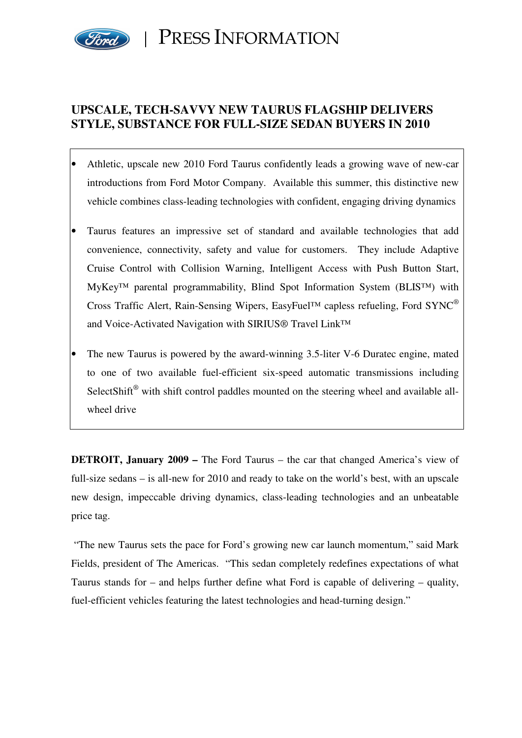PRESS INFORMATION

# UPSCALE, TECH-SAVVY NEW TAURUS FLAGSHIP DELIVERS STYLE, SUBSTANCE FOR FULL-SIZE SEDAN BUYERS IN 2010

- Athletic, upscale new 2010 Ford Taurus confidently leads a growing wave of new-car introductions from Ford Motor Company. Available this summer, this distinctive new vehicle combines class-leading technologies with confident, engaging driving dynamics
- Taurus features an impressive set of standard and available technologies that add convenience, connectivity, safety and value for customers. They include Adaptive Cruise Control with Collision Warning, Intelligent Access with Push Button Start, MyKey™ parental programmability, Blind Spot Information System (BLIS™) with Cross Traffic Alert, Rain-Sensing Wipers, EasyFuel™ capless refueling, Ford SYNC® and Voice-Activated Navigation with SIRIUS® Travel Link™
- The new Taurus is powered by the award-winning 3.5-liter V-6 Duratec engine, mated to one of two available fuel-efficient six-speed automatic transmissions including SelectShift® with shift control paddles mounted on the steering wheel and available all-wheel drive

**DETROIT, January 2009 –** The Ford Taurus – the car that changed America's view of full-size sedans – is all-new for 2010 and ready to take on the world's best, with an upscale new design, impeccable driving dynamics, class-leading technologies and an unbeatable price tag.

"The new Taurus sets the pace for Ford's growing new car launch momentum," said Mark Fields, president of The Americas. "This sedan completely redefines expectations of what Taurus stands for – and helps further define what Ford is capable of delivering – quality, fuel-efficient vehicles featuring the latest technologies and head-turning design."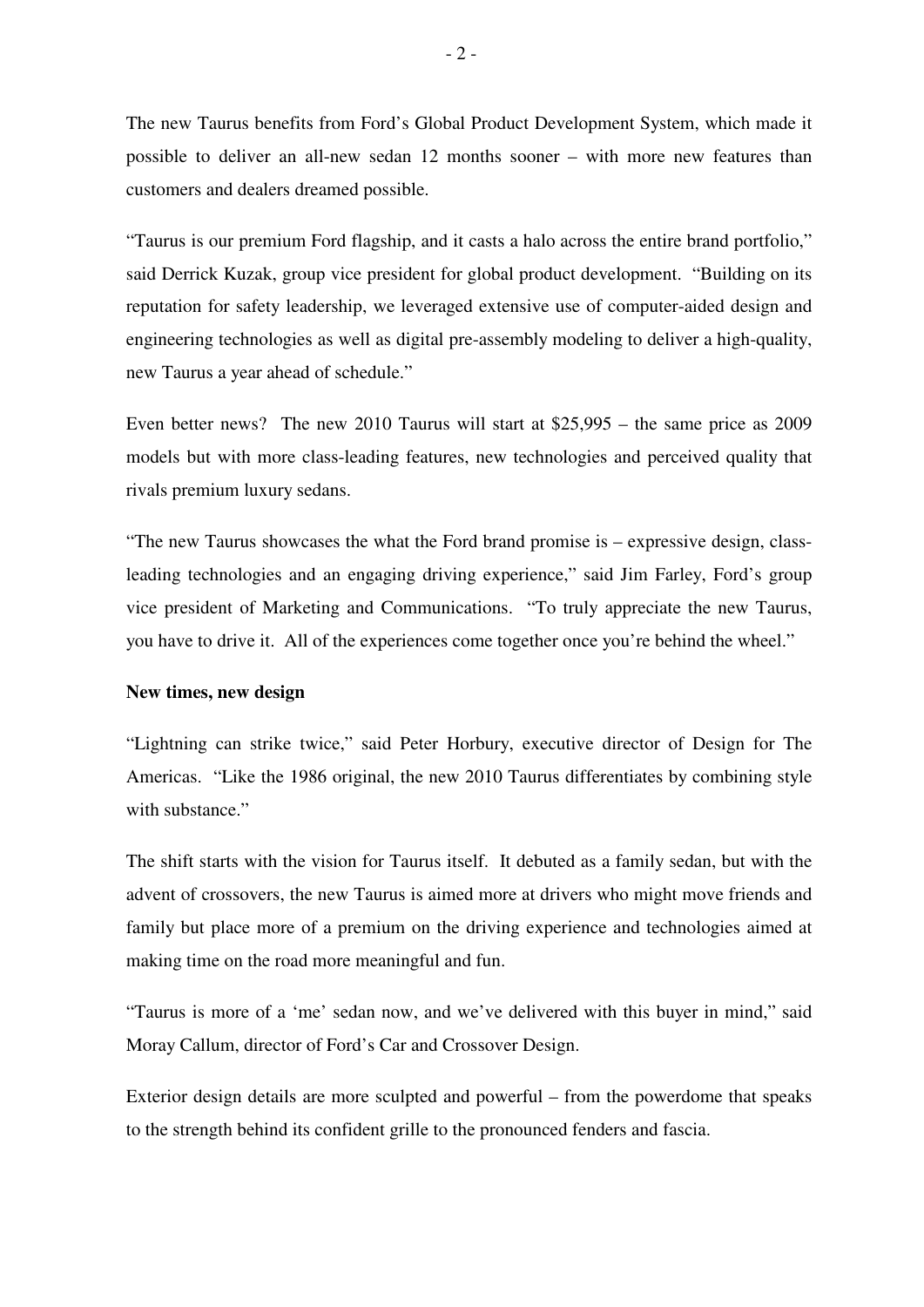The new Taurus benefits from Ford's Global Product Development System, which made it possible to deliver an all-new sedan 12 months sooner – with more new features than customers and dealers dreamed possible.

"Taurus is our premium Ford flagship, and it casts a halo across the entire brand portfolio," said Derrick Kuzak, group vice president for global product development. "Building on its reputation for safety leadership, we leveraged extensive use of computer-aided design and engineering technologies as well as digital pre-assembly modeling to deliver a high-quality, new Taurus a year ahead of schedule."

Even better news? The new 2010 Taurus will start at $25,995 – the same price as 2009 models but with more class-leading features, new technologies and perceived quality that rivals premium luxury sedans.

"The new Taurus showcases the what the Ford brand promise is – expressive design, class-leading technologies and an engaging driving experience," said Jim Farley, Ford's group vice president of Marketing and Communications. "To truly appreciate the new Taurus, you have to drive it. All of the experiences come together once you're behind the wheel."

**New times, new design**

"Lightning can strike twice," said Peter Horbury, executive director of Design for The Americas. "Like the 1986 original, the new 2010 Taurus differentiates by combining style with substance."

The shift starts with the vision for Taurus itself. It debuted as a family sedan, but with the advent of crossovers, the new Taurus is aimed more at drivers who might move friends and family but place more of a premium on the driving experience and technologies aimed at making time on the road more meaningful and fun.

"Taurus is more of a 'me' sedan now, and we've delivered with this buyer in mind," said Moray Callum, director of Ford's Car and Crossover Design.

Exterior design details are more sculpted and powerful – from the powerdome that speaks to the strength behind its confident grille to the pronounced fenders and fascia.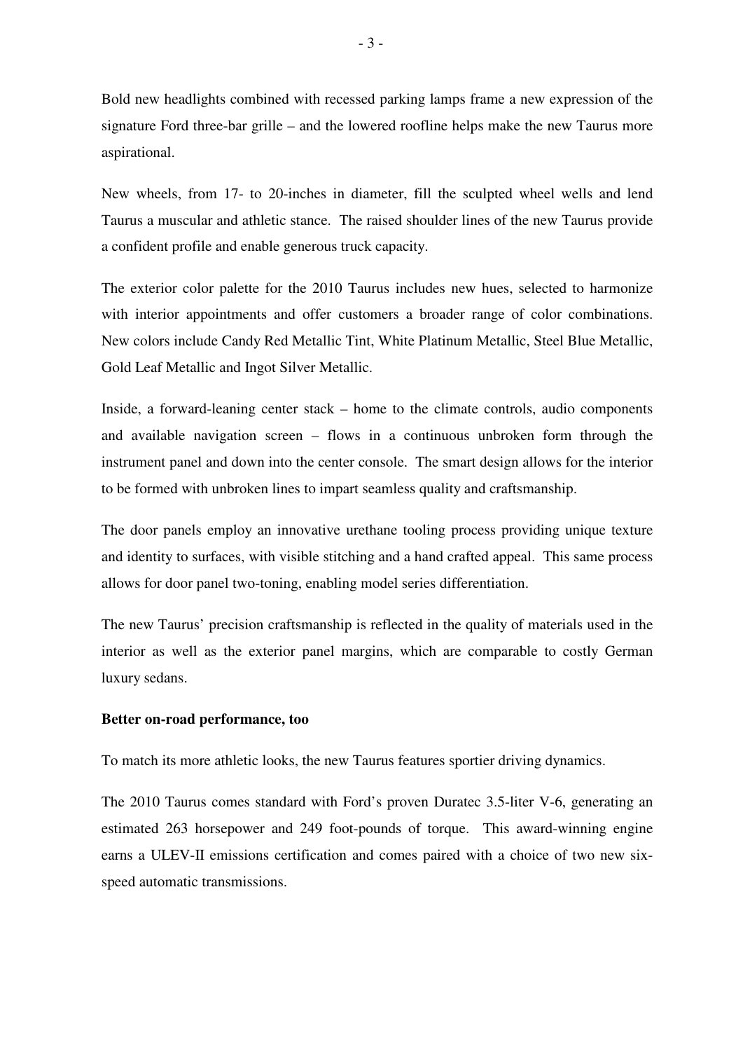Bold new headlights combined with recessed parking lamps frame a new expression of the signature Ford three-bar grille – and the lowered roofline helps make the new Taurus more aspirational.

New wheels, from 17- to 20-inches in diameter, fill the sculpted wheel wells and lend Taurus a muscular and athletic stance. The raised shoulder lines of the new Taurus provide a confident profile and enable generous truck capacity.

The exterior color palette for the 2010 Taurus includes new hues, selected to harmonize with interior appointments and offer customers a broader range of color combinations. New colors include Candy Red Metallic Tint, White Platinum Metallic, Steel Blue Metallic, Gold Leaf Metallic and Ingot Silver Metallic.

Inside, a forward-leaning center stack – home to the climate controls, audio components and available navigation screen – flows in a continuous unbroken form through the instrument panel and down into the center console. The smart design allows for the interior to be formed with unbroken lines to impart seamless quality and craftsmanship.

The door panels employ an innovative urethane tooling process providing unique texture and identity to surfaces, with visible stitching and a hand crafted appeal. This same process allows for door panel two-toning, enabling model series differentiation.

The new Taurus' precision craftsmanship is reflected in the quality of materials used in the interior as well as the exterior panel margins, which are comparable to costly German luxury sedans.

**Better on-road performance, too**

To match its more athletic looks, the new Taurus features sportier driving dynamics.

The 2010 Taurus comes standard with Ford's proven Duratec 3.5-liter V-6, generating an estimated 263 horsepower and 249 foot-pounds of torque. This award-winning engine earns a ULEV-II emissions certification and comes paired with a choice of two new six-speed automatic transmissions.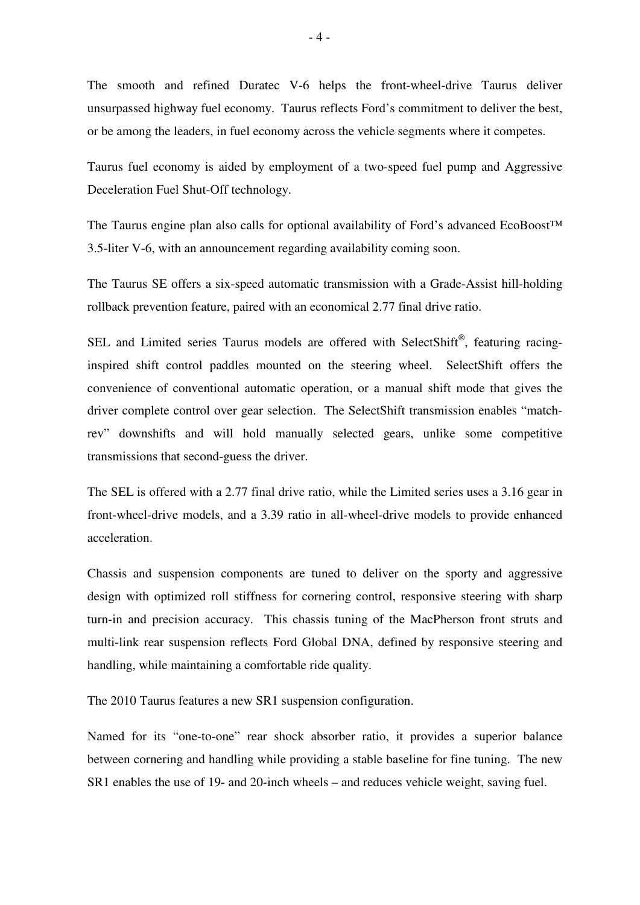The smooth and refined Duratec V-6 helps the front-wheel-drive Taurus deliver unsurpassed highway fuel economy. Taurus reflects Ford's commitment to deliver the best, or be among the leaders, in fuel economy across the vehicle segments where it competes.

Taurus fuel economy is aided by employment of a two-speed fuel pump and Aggressive Deceleration Fuel Shut-Off technology.

The Taurus engine plan also calls for optional availability of Ford's advanced EcoBoost™ 3.5-liter V-6, with an announcement regarding availability coming soon.

The Taurus SE offers a six-speed automatic transmission with a Grade-Assist hill-holding rollback prevention feature, paired with an economical 2.77 final drive ratio.

SEL and Limited series Taurus models are offered with SelectShift®, featuring racing-inspired shift control paddles mounted on the steering wheel. SelectShift offers the convenience of conventional automatic operation, or a manual shift mode that gives the driver complete control over gear selection. The SelectShift transmission enables "match-rev" downshifts and will hold manually selected gears, unlike some competitive transmissions that second-guess the driver.

The SEL is offered with a 2.77 final drive ratio, while the Limited series uses a 3.16 gear in front-wheel-drive models, and a 3.39 ratio in all-wheel-drive models to provide enhanced acceleration.

Chassis and suspension components are tuned to deliver on the sporty and aggressive design with optimized roll stiffness for cornering control, responsive steering with sharp turn-in and precision accuracy. This chassis tuning of the MacPherson front struts and multi-link rear suspension reflects Ford Global DNA, defined by responsive steering and handling, while maintaining a comfortable ride quality.

The 2010 Taurus features a new SR1 suspension configuration.

Named for its "one-to-one" rear shock absorber ratio, it provides a superior balance between cornering and handling while providing a stable baseline for fine tuning. The new SR1 enables the use of 19- and 20-inch wheels – and reduces vehicle weight, saving fuel.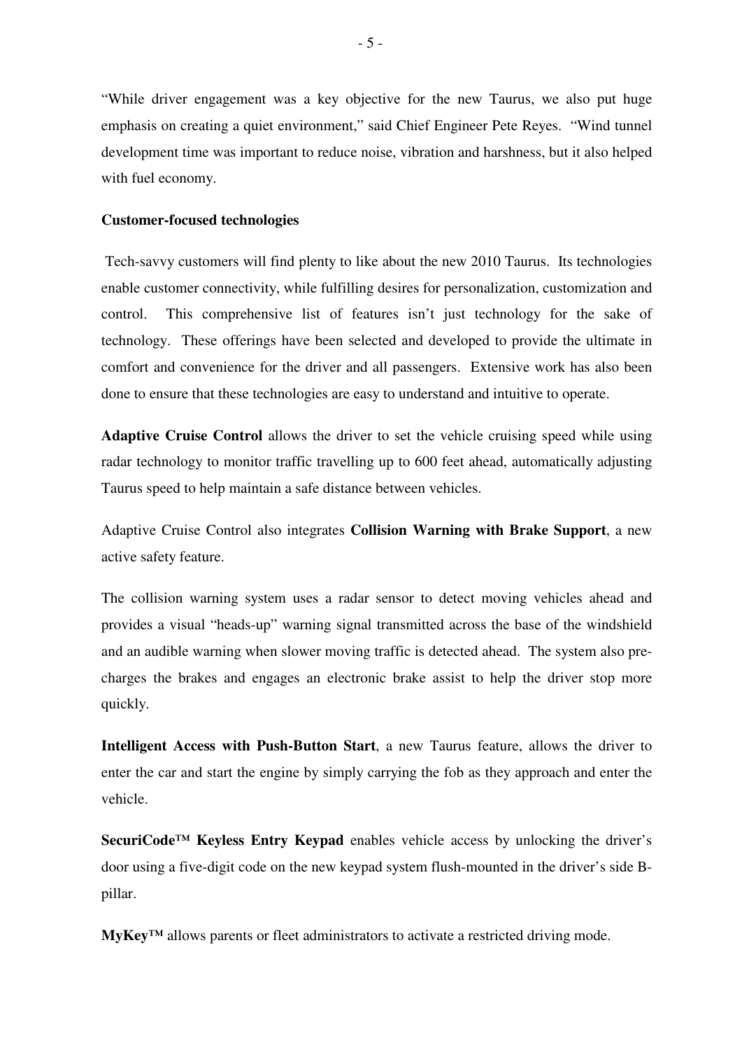"While driver engagement was a key objective for the new Taurus, we also put huge emphasis on creating a quiet environment," said Chief Engineer Pete Reyes. "Wind tunnel development time was important to reduce noise, vibration and harshness, but it also helped with fuel economy.

**Customer-focused technologies**

Tech-savvy customers will find plenty to like about the new 2010 Taurus. Its technologies enable customer connectivity, while fulfilling desires for personalization, customization and control. This comprehensive list of features isn't just technology for the sake of technology. These offerings have been selected and developed to provide the ultimate in comfort and convenience for the driver and all passengers. Extensive work has also been done to ensure that these technologies are easy to understand and intuitive to operate.

**Adaptive Cruise Control** allows the driver to set the vehicle cruising speed while using radar technology to monitor traffic travelling up to 600 feet ahead, automatically adjusting Taurus speed to help maintain a safe distance between vehicles.

Adaptive Cruise Control also integrates **Collision Warning with Brake Support**, a new active safety feature.

The collision warning system uses a radar sensor to detect moving vehicles ahead and provides a visual "heads-up" warning signal transmitted across the base of the windshield and an audible warning when slower moving traffic is detected ahead. The system also pre-charges the brakes and engages an electronic brake assist to help the driver stop more quickly.

**Intelligent Access with Push-Button Start**, a new Taurus feature, allows the driver to enter the car and start the engine by simply carrying the fob as they approach and enter the vehicle.

**SecuriCode™ Keyless Entry Keypad** enables vehicle access by unlocking the driver's door using a five-digit code on the new keypad system flush-mounted in the driver's side B-pillar.

**MyKey™** allows parents or fleet administrators to activate a restricted driving mode.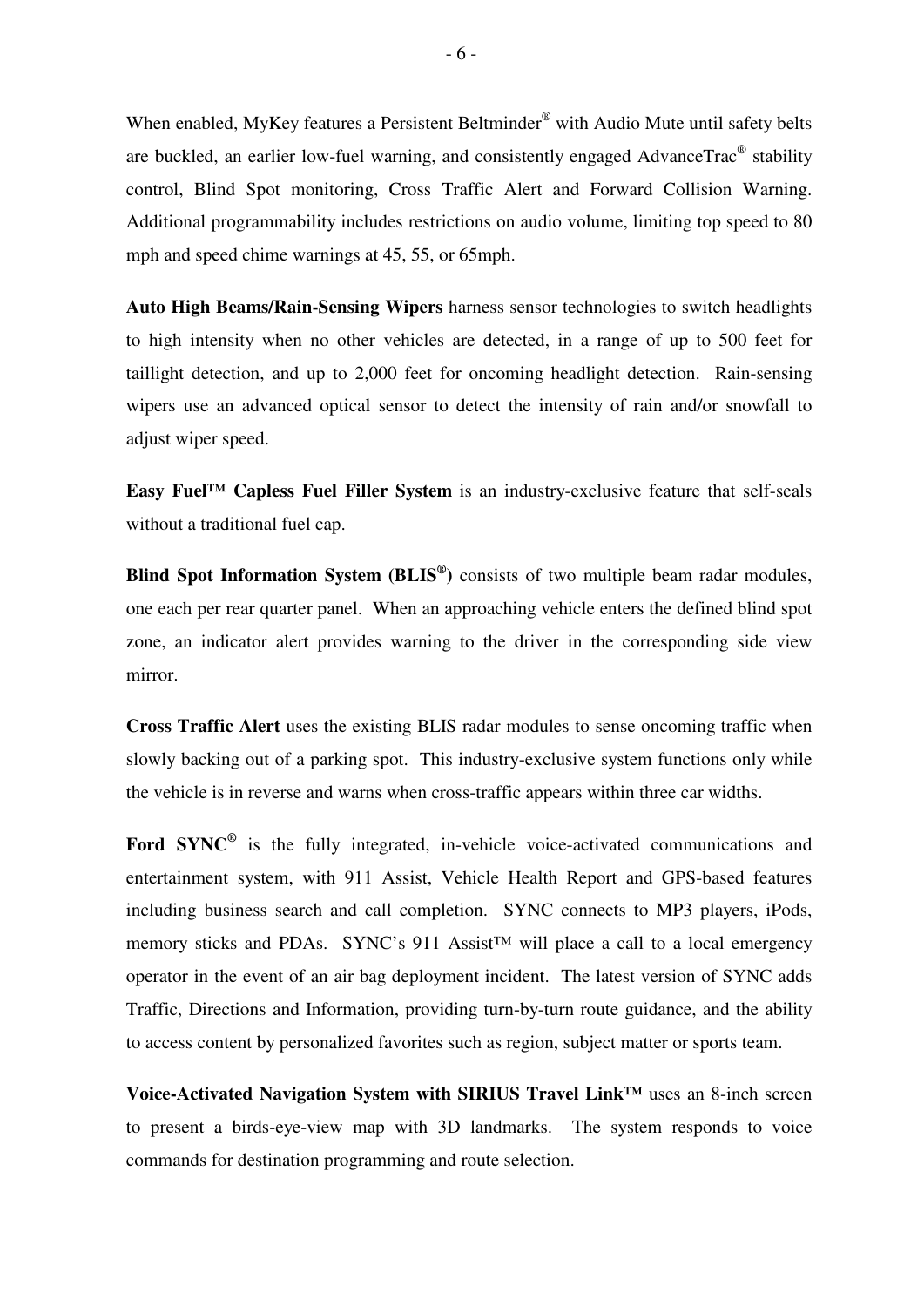When enabled, MyKey features a Persistent Beltminder® with Audio Mute until safety belts are buckled, an earlier low-fuel warning, and consistently engaged AdvanceTrac® stability control, Blind Spot monitoring, Cross Traffic Alert and Forward Collision Warning. Additional programmability includes restrictions on audio volume, limiting top speed to 80 mph and speed chime warnings at 45, 55, or 65mph.

**Auto High Beams/Rain-Sensing Wipers** harness sensor technologies to switch headlights to high intensity when no other vehicles are detected, in a range of up to 500 feet for taillight detection, and up to 2,000 feet for oncoming headlight detection. Rain-sensing wipers use an advanced optical sensor to detect the intensity of rain and/or snowfall to adjust wiper speed.

**Easy Fuel™ Capless Fuel Filler System** is an industry-exclusive feature that self-seals without a traditional fuel cap.

**Blind Spot Information System (BLIS®)** consists of two multiple beam radar modules, one each per rear quarter panel. When an approaching vehicle enters the defined blind spot zone, an indicator alert provides warning to the driver in the corresponding side view mirror.

**Cross Traffic Alert** uses the existing BLIS radar modules to sense oncoming traffic when slowly backing out of a parking spot. This industry-exclusive system functions only while the vehicle is in reverse and warns when cross-traffic appears within three car widths.

**Ford SYNC®** is the fully integrated, in-vehicle voice-activated communications and entertainment system, with 911 Assist, Vehicle Health Report and GPS-based features including business search and call completion. SYNC connects to MP3 players, iPods, memory sticks and PDAs. SYNC's 911 Assist™ will place a call to a local emergency operator in the event of an air bag deployment incident. The latest version of SYNC adds Traffic, Directions and Information, providing turn-by-turn route guidance, and the ability to access content by personalized favorites such as region, subject matter or sports team.

**Voice-Activated Navigation System with SIRIUS Travel Link™** uses an 8-inch screen to present a birds-eye-view map with 3D landmarks. The system responds to voice commands for destination programming and route selection.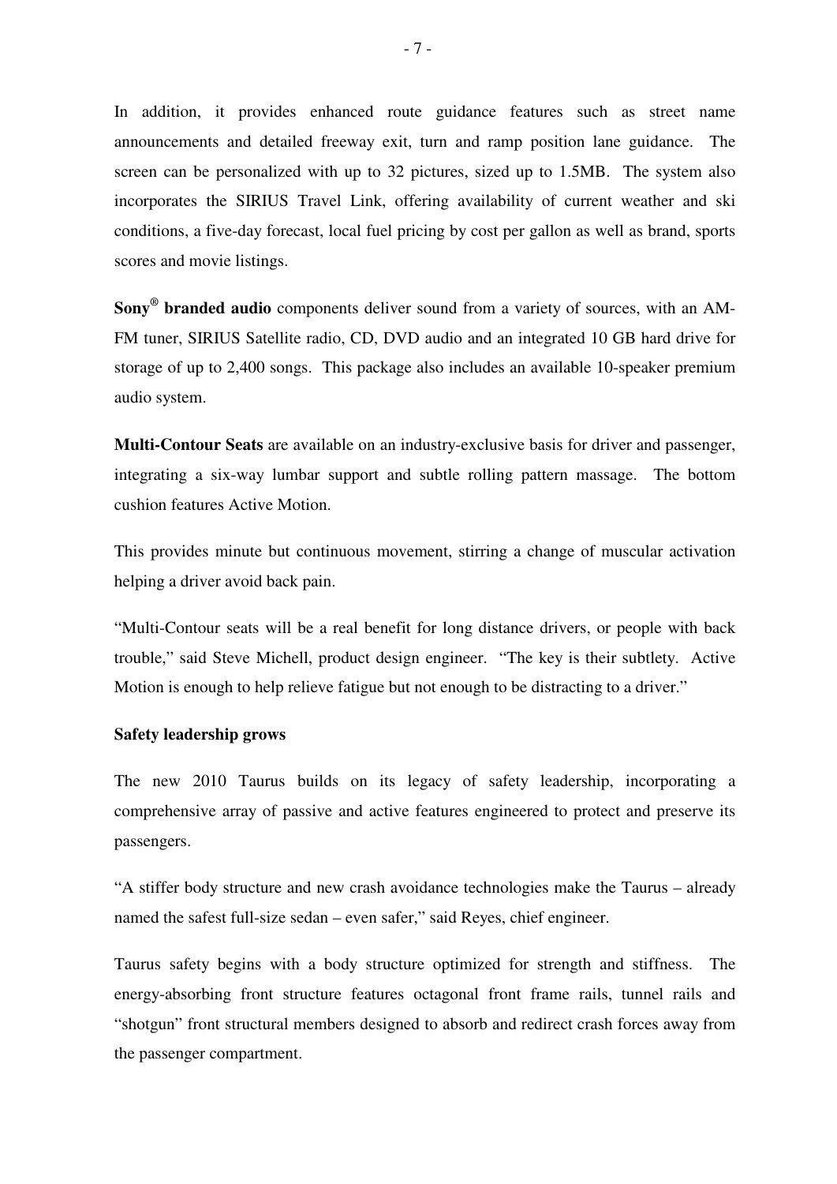In addition, it provides enhanced route guidance features such as street name announcements and detailed freeway exit, turn and ramp position lane guidance. The screen can be personalized with up to 32 pictures, sized up to 1.5MB. The system also incorporates the SIRIUS Travel Link, offering availability of current weather and ski conditions, a five-day forecast, local fuel pricing by cost per gallon as well as brand, sports scores and movie listings.

**Sony® branded audio** components deliver sound from a variety of sources, with an AM-FM tuner, SIRIUS Satellite radio, CD, DVD audio and an integrated 10 GB hard drive for storage of up to 2,400 songs. This package also includes an available 10-speaker premium audio system.

**Multi-Contour Seats** are available on an industry-exclusive basis for driver and passenger, integrating a six-way lumbar support and subtle rolling pattern massage. The bottom cushion features Active Motion.

This provides minute but continuous movement, stirring a change of muscular activation helping a driver avoid back pain.

"Multi-Contour seats will be a real benefit for long distance drivers, or people with back trouble," said Steve Michell, product design engineer. "The key is their subtlety. Active Motion is enough to help relieve fatigue but not enough to be distracting to a driver."

**Safety leadership grows**

The new 2010 Taurus builds on its legacy of safety leadership, incorporating a comprehensive array of passive and active features engineered to protect and preserve its passengers.

"A stiffer body structure and new crash avoidance technologies make the Taurus – already named the safest full-size sedan – even safer," said Reyes, chief engineer.

Taurus safety begins with a body structure optimized for strength and stiffness. The energy-absorbing front structure features octagonal front frame rails, tunnel rails and "shotgun" front structural members designed to absorb and redirect crash forces away from the passenger compartment.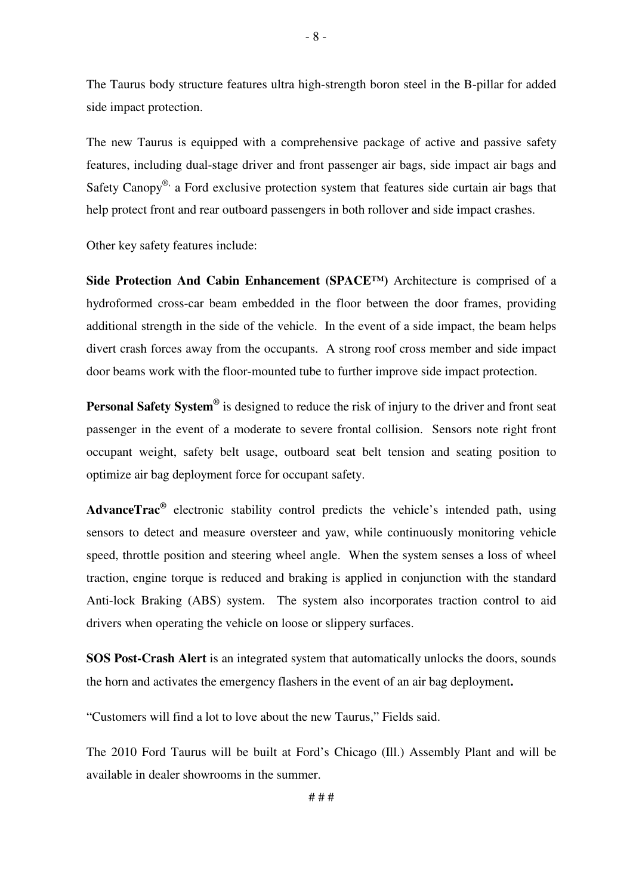The Taurus body structure features ultra high-strength boron steel in the B-pillar for added side impact protection.

The new Taurus is equipped with a comprehensive package of active and passive safety features, including dual-stage driver and front passenger air bags, side impact air bags and Safety Canopy®, a Ford exclusive protection system that features side curtain air bags that help protect front and rear outboard passengers in both rollover and side impact crashes.

Other key safety features include:

**Side Protection And Cabin Enhancement (SPACE™)** Architecture is comprised of a hydroformed cross-car beam embedded in the floor between the door frames, providing additional strength in the side of the vehicle. In the event of a side impact, the beam helps divert crash forces away from the occupants. A strong roof cross member and side impact door beams work with the floor-mounted tube to further improve side impact protection.

**Personal Safety System®** is designed to reduce the risk of injury to the driver and front seat passenger in the event of a moderate to severe frontal collision. Sensors note right front occupant weight, safety belt usage, outboard seat belt tension and seating position to optimize air bag deployment force for occupant safety.

**AdvanceTrac®** electronic stability control predicts the vehicle's intended path, using sensors to detect and measure oversteer and yaw, while continuously monitoring vehicle speed, throttle position and steering wheel angle. When the system senses a loss of wheel traction, engine torque is reduced and braking is applied in conjunction with the standard Anti-lock Braking (ABS) system. The system also incorporates traction control to aid drivers when operating the vehicle on loose or slippery surfaces.

**SOS Post-Crash Alert** is an integrated system that automatically unlocks the doors, sounds the horn and activates the emergency flashers in the event of an air bag deployment**.**

"Customers will find a lot to love about the new Taurus," Fields said.

The 2010 Ford Taurus will be built at Ford's Chicago (Ill.) Assembly Plant and will be available in dealer showrooms in the summer.

# # #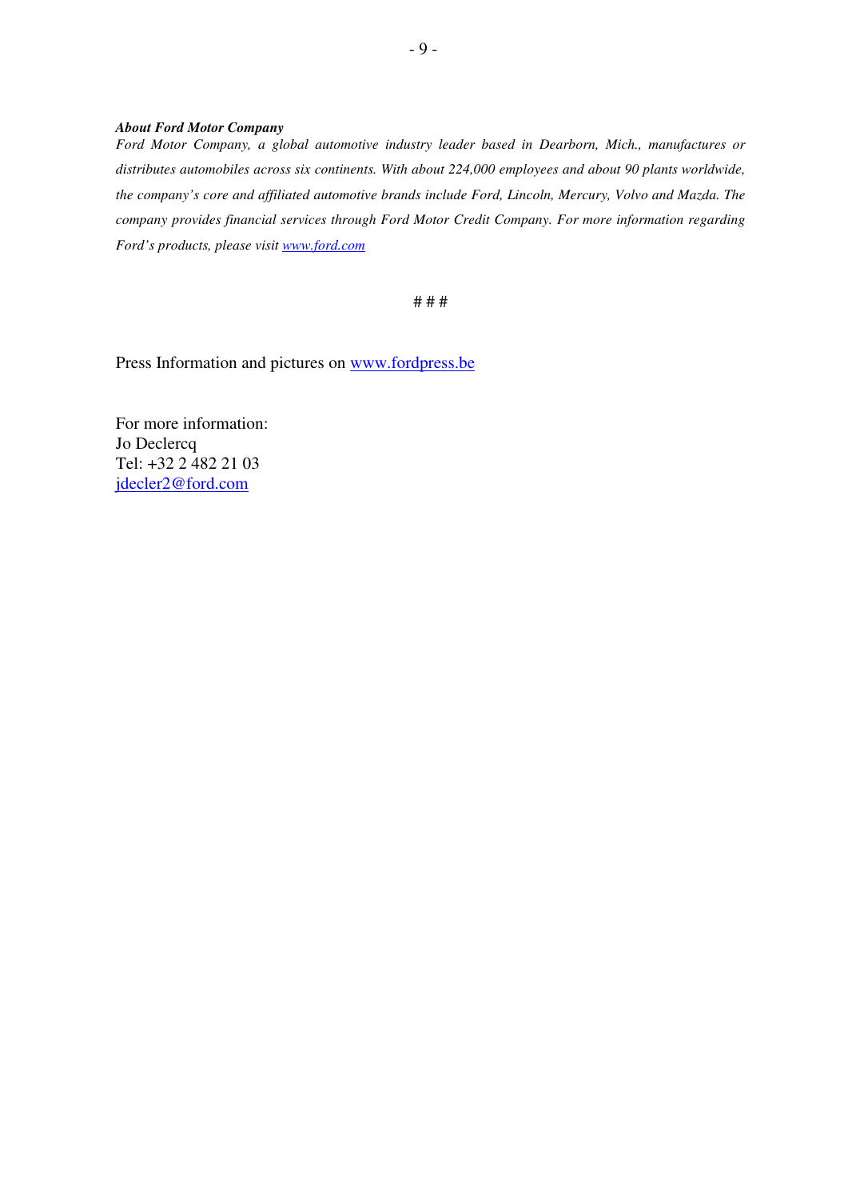***About Ford Motor Company***

*Ford Motor Company, a global automotive industry leader based in Dearborn, Mich., manufactures or distributes automobiles across six continents. With about 224,000 employees and about 90 plants worldwide, the company's core and affiliated automotive brands include Ford, Lincoln, Mercury, Volvo and Mazda. The company provides financial services through Ford Motor Credit Company. For more information regarding Ford's products, please visit [www.ford.com](www.ford.com)*

# # #

Press Information and pictures on [www.fordpress.be](www.fordpress.be)

For more information:
Jo Declercq
Tel: +32 2 482 21 03
[jdecler2@ford.com](mailto:jdecler2@ford.com)